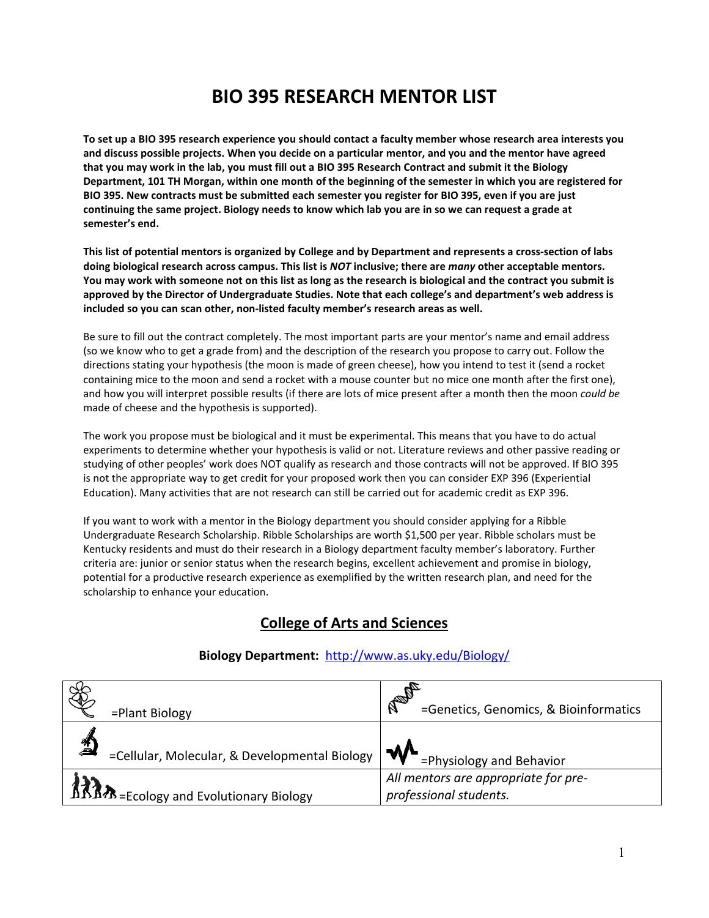# BIO 395 RESEARCH MENTOR LIST

**To set up a BIO 395 research experience you should contact a faculty member whose research area interests you and discuss possible projects. When you decide on a particular mentor, and you and the mentor have agreed that you may work in the lab, you must fill out a BIO 395 Research Contract and submit it the Biology Department, 101 TH Morgan, within one month of the beginning of the semester in which you are registered for BIO 395. New contracts must be submitted each semester you register for BIO 395, even if you are just continuing the same project. Biology needs to know which lab you are in so we can request a grade at semester's end.**

**This list of potential mentors is organized by College and by Department and represents a cross-section of labs doing biological research across campus. This list is *NOT* inclusive; there are *many* other acceptable mentors. You may work with someone not on this list as long as the research is biological and the contract you submit is approved by the Director of Undergraduate Studies. Note that each college's and department's web address is included so you can scan other, non-listed faculty member's research areas as well.**

Be sure to fill out the contract completely. The most important parts are your mentor's name and email address (so we know who to get a grade from) and the description of the research you propose to carry out. Follow the directions stating your hypothesis (the moon is made of green cheese), how you intend to test it (send a rocket containing mice to the moon and send a rocket with a mouse counter but no mice one month after the first one), and how you will interpret possible results (if there are lots of mice present after a month then the moon *could be* made of cheese and the hypothesis is supported).

The work you propose must be biological and it must be experimental. This means that you have to do actual experiments to determine whether your hypothesis is valid or not. Literature reviews and other passive reading or studying of other peoples' work does NOT qualify as research and those contracts will not be approved. If BIO 395 is not the appropriate way to get credit for your proposed work then you can consider EXP 396 (Experiential Education). Many activities that are not research can still be carried out for academic credit as EXP 396.

If you want to work with a mentor in the Biology department you should consider applying for a Ribble Undergraduate Research Scholarship. Ribble Scholarships are worth $1,500 per year. Ribble scholars must be Kentucky residents and must do their research in a Biology department faculty member's laboratory. Further criteria are: junior or senior status when the research begins, excellent achievement and promise in biology, potential for a productive research experience as exemplified by the written research plan, and need for the scholarship to enhance your education.

## College of Arts and Sciences

**Biology Department:** http://www.as.uky.edu/Biology/

| | |
|---|---|
| =Plant Biology | =Genetics, Genomics, & Bioinformatics |
| =Cellular, Molecular, & Developmental Biology | =Physiology and Behavior |
| =Ecology and Evolutionary Biology | *All mentors are appropriate for pre-professional students.* |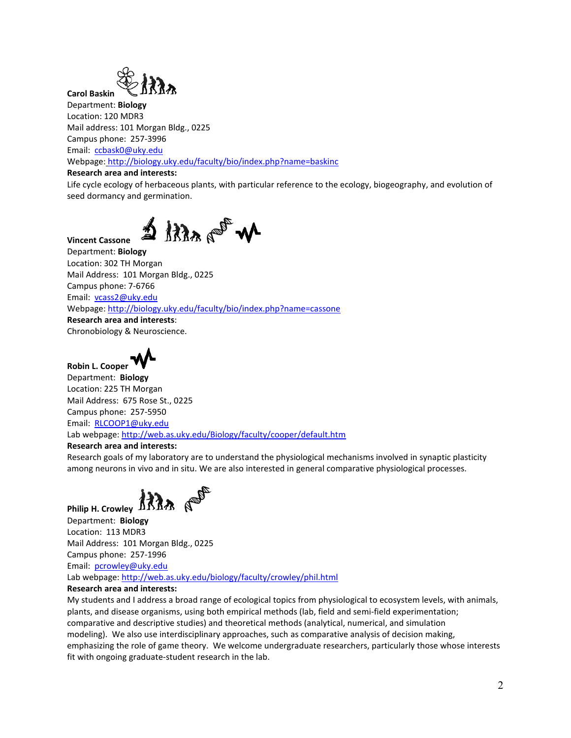**Carol Baskin**
Department: **Biology**
Location: 120 MDR3
Mail address: 101 Morgan Bldg., 0225
Campus phone: 257-3996
Email: ccbask0@uky.edu
Webpage: http://biology.uky.edu/faculty/bio/index.php?name=baskinc
**Research area and interests:**
Life cycle ecology of herbaceous plants, with particular reference to the ecology, biogeography, and evolution of seed dormancy and germination.

**Vincent Cassone**
Department: **Biology**
Location: 302 TH Morgan
Mail Address: 101 Morgan Bldg., 0225
Campus phone: 7-6766
Email: vcass2@uky.edu
Webpage: http://biology.uky.edu/faculty/bio/index.php?name=cassone
**Research area and interests**:
Chronobiology & Neuroscience.

**Robin L. Cooper**
Department: **Biology**
Location: 225 TH Morgan
Mail Address: 675 Rose St., 0225
Campus phone: 257-5950
Email: RLCOOP1@uky.edu
Lab webpage: http://web.as.uky.edu/Biology/faculty/cooper/default.htm
**Research area and interests:**
Research goals of my laboratory are to understand the physiological mechanisms involved in synaptic plasticity among neurons in vivo and in situ. We are also interested in general comparative physiological processes.

**Philip H. Crowley**
Department: **Biology**
Location: 113 MDR3
Mail Address: 101 Morgan Bldg., 0225
Campus phone: 257-1996
Email: pcrowley@uky.edu
Lab webpage: http://web.as.uky.edu/biology/faculty/crowley/phil.html
**Research area and interests:**
My students and I address a broad range of ecological topics from physiological to ecosystem levels, with animals, plants, and disease organisms, using both empirical methods (lab, field and semi-field experimentation; comparative and descriptive studies) and theoretical methods (analytical, numerical, and simulation modeling). We also use interdisciplinary approaches, such as comparative analysis of decision making, emphasizing the role of game theory. We welcome undergraduate researchers, particularly those whose interests fit with ongoing graduate-student research in the lab.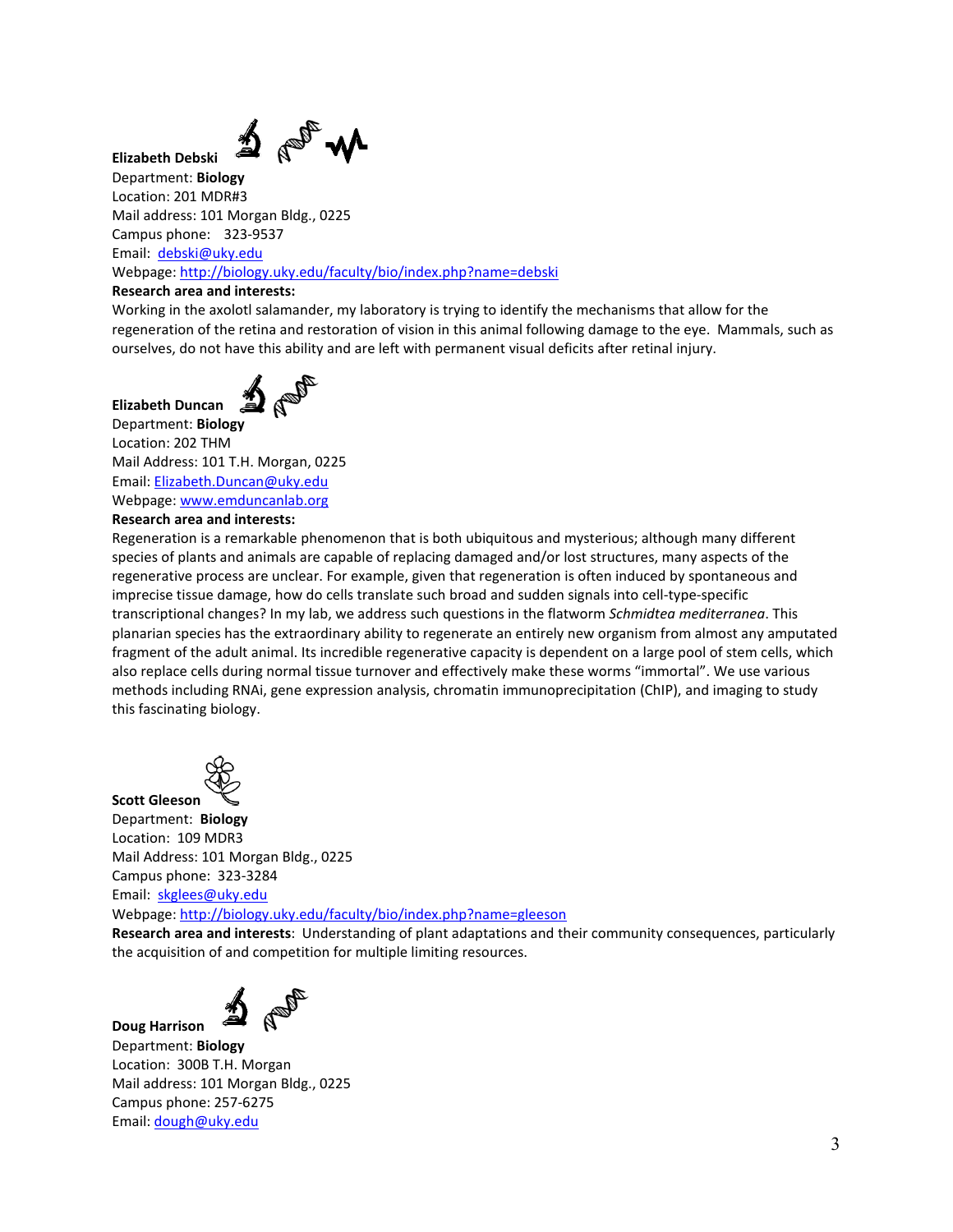**Elizabeth Debski**

Department: **Biology**
Location: 201 MDR#3
Mail address: 101 Morgan Bldg., 0225
Campus phone: 323-9537
Email: debski@uky.edu
Webpage: http://biology.uky.edu/faculty/bio/index.php?name=debski
**Research area and interests:**
Working in the axolotl salamander, my laboratory is trying to identify the mechanisms that allow for the regeneration of the retina and restoration of vision in this animal following damage to the eye. Mammals, such as ourselves, do not have this ability and are left with permanent visual deficits after retinal injury.

**Elizabeth Duncan**

Department: **Biology**
Location: 202 THM
Mail Address: 101 T.H. Morgan, 0225
Email: Elizabeth.Duncan@uky.edu
Webpage: www.emduncanlab.org
**Research area and interests:**
Regeneration is a remarkable phenomenon that is both ubiquitous and mysterious; although many different species of plants and animals are capable of replacing damaged and/or lost structures, many aspects of the regenerative process are unclear. For example, given that regeneration is often induced by spontaneous and imprecise tissue damage, how do cells translate such broad and sudden signals into cell-type-specific transcriptional changes? In my lab, we address such questions in the flatworm *Schmidtea mediterranea*. This planarian species has the extraordinary ability to regenerate an entirely new organism from almost any amputated fragment of the adult animal. Its incredible regenerative capacity is dependent on a large pool of stem cells, which also replace cells during normal tissue turnover and effectively make these worms "immortal". We use various methods including RNAi, gene expression analysis, chromatin immunoprecipitation (ChIP), and imaging to study this fascinating biology.

**Scott Gleeson**

Department: **Biology**
Location: 109 MDR3
Mail Address: 101 Morgan Bldg., 0225
Campus phone: 323-3284
Email: skglees@uky.edu
Webpage: http://biology.uky.edu/faculty/bio/index.php?name=gleeson
**Research area and interests**: Understanding of plant adaptations and their community consequences, particularly the acquisition of and competition for multiple limiting resources.

**Doug Harrison**

Department: **Biology**
Location: 300B T.H. Morgan
Mail address: 101 Morgan Bldg., 0225
Campus phone: 257-6275
Email: dough@uky.edu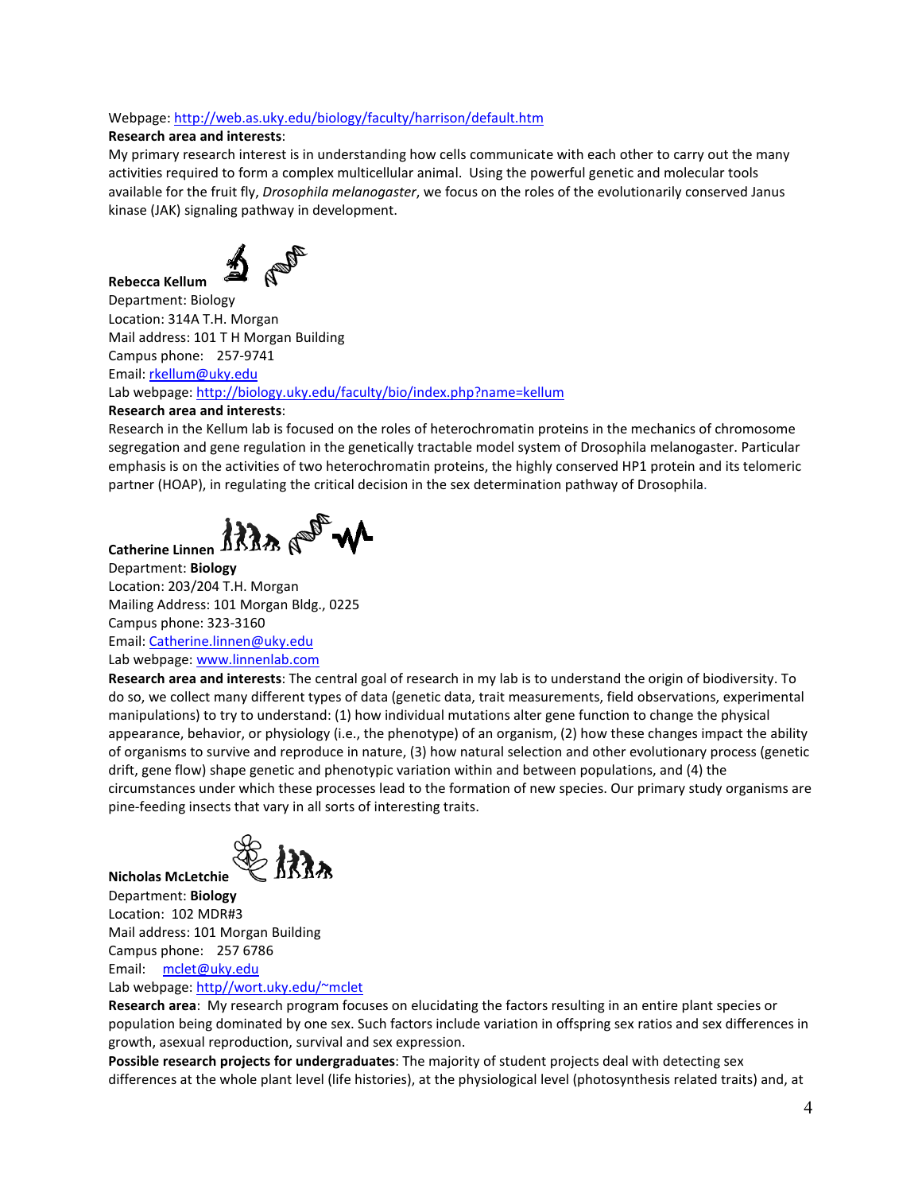Webpage: http://web.as.uky.edu/biology/faculty/harrison/default.htm

**Research area and interests**:

My primary research interest is in understanding how cells communicate with each other to carry out the many activities required to form a complex multicellular animal. Using the powerful genetic and molecular tools available for the fruit fly, *Drosophila melanogaster*, we focus on the roles of the evolutionarily conserved Janus kinase (JAK) signaling pathway in development.

**Rebecca Kellum**

Department: Biology
Location: 314A T.H. Morgan
Mail address: 101 T H Morgan Building
Campus phone: 257-9741
Email: rkellum@uky.edu
Lab webpage: http://biology.uky.edu/faculty/bio/index.php?name=kellum

**Research area and interests**:

Research in the Kellum lab is focused on the roles of heterochromatin proteins in the mechanics of chromosome segregation and gene regulation in the genetically tractable model system of Drosophila melanogaster. Particular emphasis is on the activities of two heterochromatin proteins, the highly conserved HP1 protein and its telomeric partner (HOAP), in regulating the critical decision in the sex determination pathway of Drosophila.

**Catherine Linnen**

Department: **Biology**
Location: 203/204 T.H. Morgan
Mailing Address: 101 Morgan Bldg., 0225
Campus phone: 323-3160
Email: Catherine.linnen@uky.edu
Lab webpage: www.linnenlab.com

**Research area and interests**: The central goal of research in my lab is to understand the origin of biodiversity. To do so, we collect many different types of data (genetic data, trait measurements, field observations, experimental manipulations) to try to understand: (1) how individual mutations alter gene function to change the physical appearance, behavior, or physiology (i.e., the phenotype) of an organism, (2) how these changes impact the ability of organisms to survive and reproduce in nature, (3) how natural selection and other evolutionary process (genetic drift, gene flow) shape genetic and phenotypic variation within and between populations, and (4) the circumstances under which these processes lead to the formation of new species. Our primary study organisms are pine-feeding insects that vary in all sorts of interesting traits.

**Nicholas McLetchie**

Department: **Biology**
Location: 102 MDR#3
Mail address: 101 Morgan Building
Campus phone: 257 6786
Email: mclet@uky.edu
Lab webpage: http//wort.uky.edu/~mclet

**Research area**: My research program focuses on elucidating the factors resulting in an entire plant species or population being dominated by one sex. Such factors include variation in offspring sex ratios and sex differences in growth, asexual reproduction, survival and sex expression.

**Possible research projects for undergraduates**: The majority of student projects deal with detecting sex differences at the whole plant level (life histories), at the physiological level (photosynthesis related traits) and, at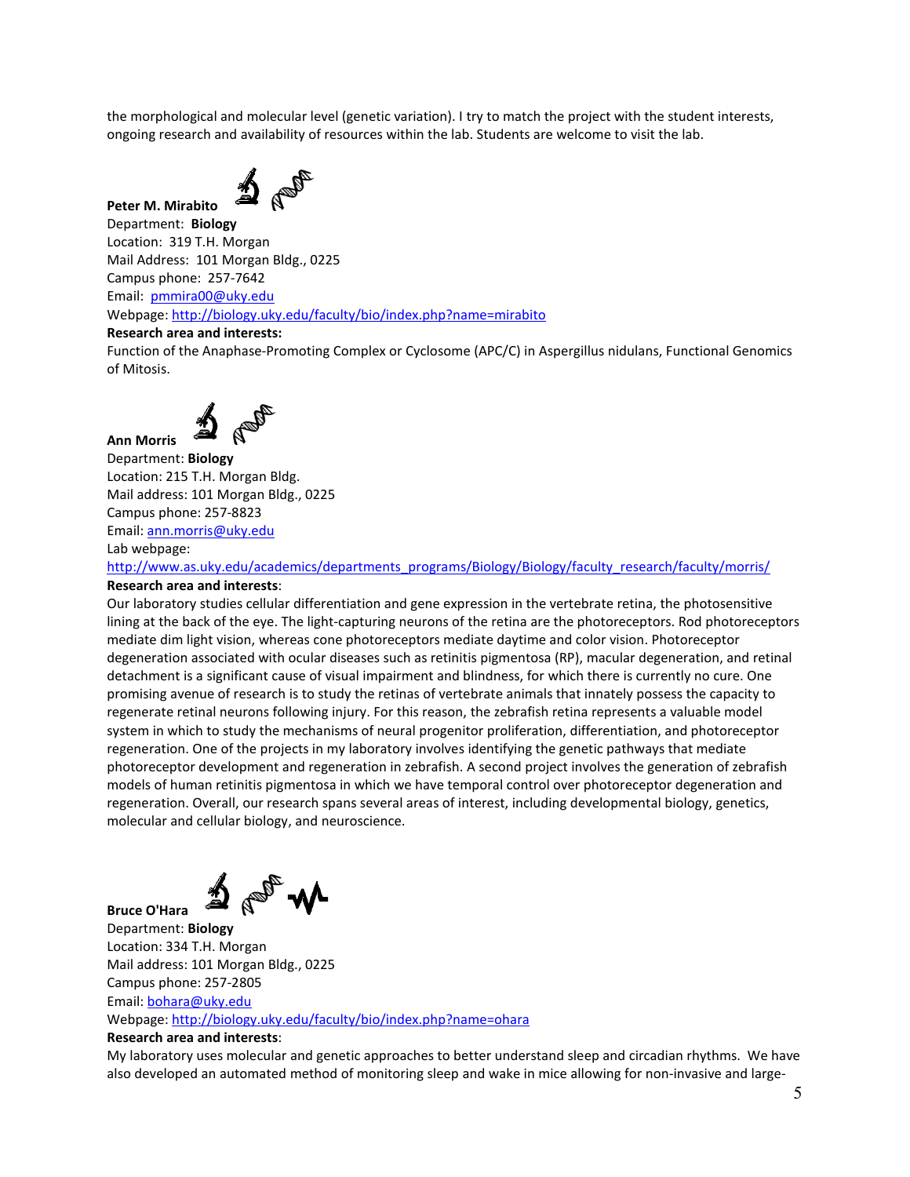the morphological and molecular level (genetic variation). I try to match the project with the student interests, ongoing research and availability of resources within the lab. Students are welcome to visit the lab.

**Peter M. Mirabito**
Department: **Biology**
Location: 319 T.H. Morgan
Mail Address: 101 Morgan Bldg., 0225
Campus phone: 257-7642
Email: pmmira00@uky.edu
Webpage: http://biology.uky.edu/faculty/bio/index.php?name=mirabito
**Research area and interests:**
Function of the Anaphase-Promoting Complex or Cyclosome (APC/C) in Aspergillus nidulans, Functional Genomics of Mitosis.

**Ann Morris**
Department: **Biology**
Location: 215 T.H. Morgan Bldg.
Mail address: 101 Morgan Bldg., 0225
Campus phone: 257-8823
Email: ann.morris@uky.edu
Lab webpage:
http://www.as.uky.edu/academics/departments_programs/Biology/Biology/faculty_research/faculty/morris/
**Research area and interests**:
Our laboratory studies cellular differentiation and gene expression in the vertebrate retina, the photosensitive lining at the back of the eye. The light-capturing neurons of the retina are the photoreceptors. Rod photoreceptors mediate dim light vision, whereas cone photoreceptors mediate daytime and color vision. Photoreceptor degeneration associated with ocular diseases such as retinitis pigmentosa (RP), macular degeneration, and retinal detachment is a significant cause of visual impairment and blindness, for which there is currently no cure. One promising avenue of research is to study the retinas of vertebrate animals that innately possess the capacity to regenerate retinal neurons following injury. For this reason, the zebrafish retina represents a valuable model system in which to study the mechanisms of neural progenitor proliferation, differentiation, and photoreceptor regeneration. One of the projects in my laboratory involves identifying the genetic pathways that mediate photoreceptor development and regeneration in zebrafish. A second project involves the generation of zebrafish models of human retinitis pigmentosa in which we have temporal control over photoreceptor degeneration and regeneration. Overall, our research spans several areas of interest, including developmental biology, genetics, molecular and cellular biology, and neuroscience.

**Bruce O'Hara**
Department: **Biology**
Location: 334 T.H. Morgan
Mail address: 101 Morgan Bldg., 0225
Campus phone: 257-2805
Email: bohara@uky.edu
Webpage: http://biology.uky.edu/faculty/bio/index.php?name=ohara
**Research area and interests**:
My laboratory uses molecular and genetic approaches to better understand sleep and circadian rhythms. We have also developed an automated method of monitoring sleep and wake in mice allowing for non-invasive and large-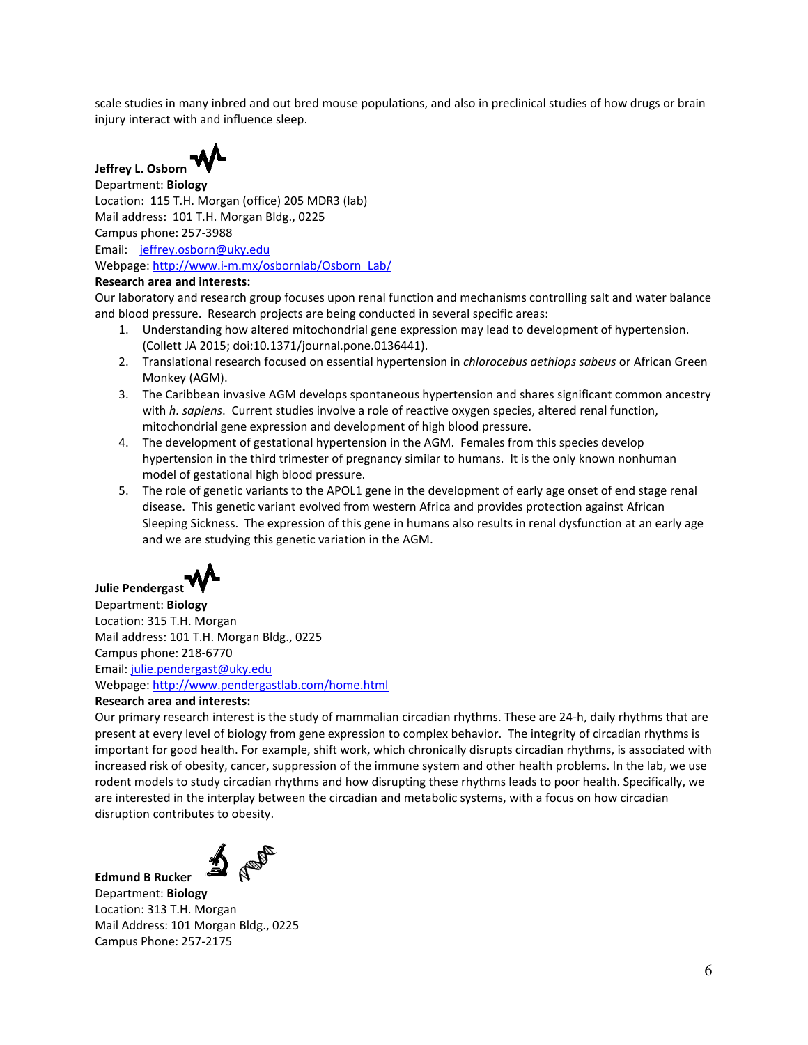scale studies in many inbred and out bred mouse populations, and also in preclinical studies of how drugs or brain injury interact with and influence sleep.

**Jeffrey L. Osborn**

Department: **Biology**
Location: 115 T.H. Morgan (office) 205 MDR3 (lab)
Mail address: 101 T.H. Morgan Bldg., 0225
Campus phone: 257-3988
Email: jeffrey.osborn@uky.edu
Webpage: http://www.i-m.mx/osbornlab/Osborn_Lab/

**Research area and interests:**

Our laboratory and research group focuses upon renal function and mechanisms controlling salt and water balance and blood pressure. Research projects are being conducted in several specific areas:

1. Understanding how altered mitochondrial gene expression may lead to development of hypertension. (Collett JA 2015; doi:10.1371/journal.pone.0136441).
2. Translational research focused on essential hypertension in *chlorocebus aethiops sabeus* or African Green Monkey (AGM).
3. The Caribbean invasive AGM develops spontaneous hypertension and shares significant common ancestry with *h. sapiens*. Current studies involve a role of reactive oxygen species, altered renal function, mitochondrial gene expression and development of high blood pressure.
4. The development of gestational hypertension in the AGM. Females from this species develop hypertension in the third trimester of pregnancy similar to humans. It is the only known nonhuman model of gestational high blood pressure.
5. The role of genetic variants to the APOL1 gene in the development of early age onset of end stage renal disease. This genetic variant evolved from western Africa and provides protection against African Sleeping Sickness. The expression of this gene in humans also results in renal dysfunction at an early age and we are studying this genetic variation in the AGM.

**Julie Pendergast**

Department: **Biology**
Location: 315 T.H. Morgan
Mail address: 101 T.H. Morgan Bldg., 0225
Campus phone: 218-6770
Email: julie.pendergast@uky.edu
Webpage: http://www.pendergastlab.com/home.html

**Research area and interests:**

Our primary research interest is the study of mammalian circadian rhythms. These are 24-h, daily rhythms that are present at every level of biology from gene expression to complex behavior. The integrity of circadian rhythms is important for good health. For example, shift work, which chronically disrupts circadian rhythms, is associated with increased risk of obesity, cancer, suppression of the immune system and other health problems. In the lab, we use rodent models to study circadian rhythms and how disrupting these rhythms leads to poor health. Specifically, we are interested in the interplay between the circadian and metabolic systems, with a focus on how circadian disruption contributes to obesity.

**Edmund B Rucker**

Department: **Biology**
Location: 313 T.H. Morgan
Mail Address: 101 Morgan Bldg., 0225
Campus Phone: 257-2175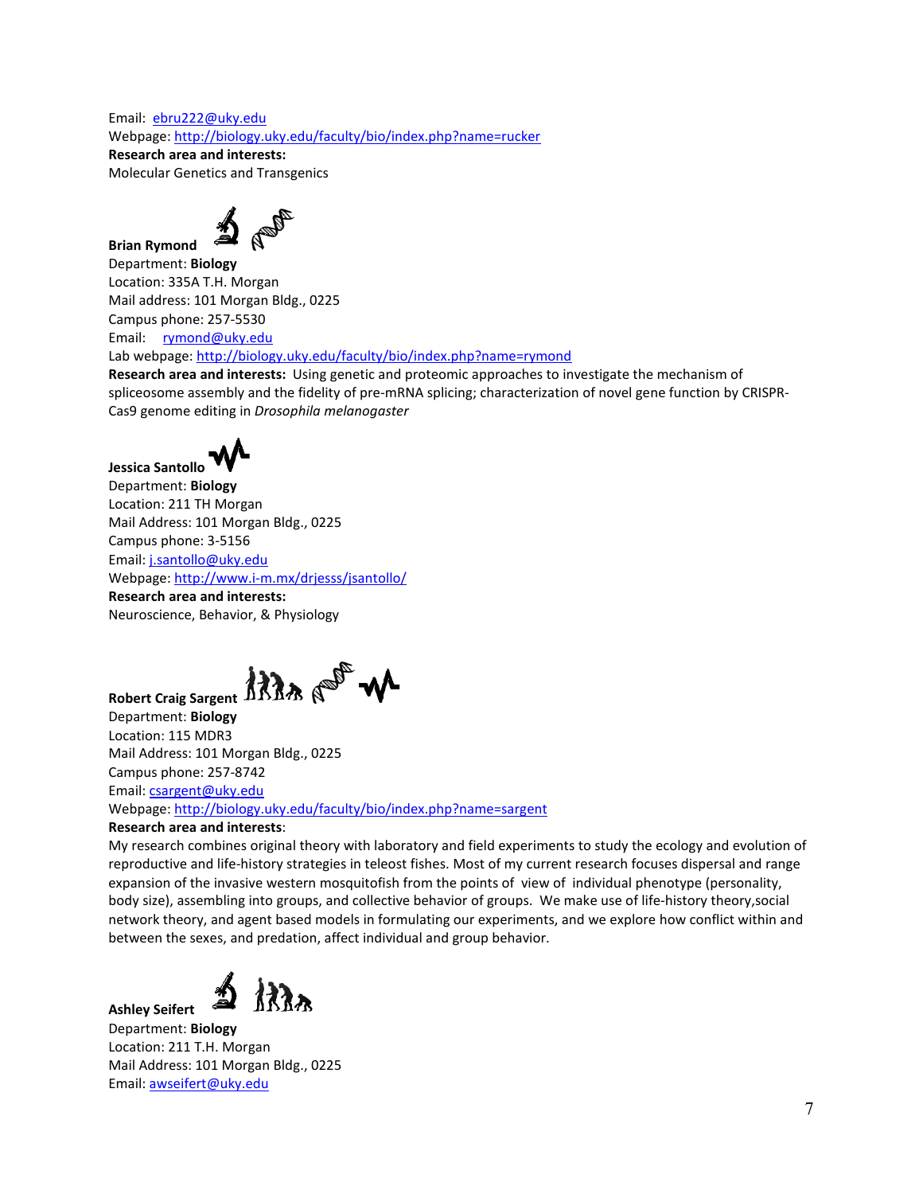Email: ebru222@uky.edu
Webpage: http://biology.uky.edu/faculty/bio/index.php?name=rucker
**Research area and interests:**
Molecular Genetics and Transgenics

**Brian Rymond**
Department: **Biology**
Location: 335A T.H. Morgan
Mail address: 101 Morgan Bldg., 0225
Campus phone: 257-5530
Email: rymond@uky.edu
Lab webpage: http://biology.uky.edu/faculty/bio/index.php?name=rymond
**Research area and interests:** Using genetic and proteomic approaches to investigate the mechanism of spliceosome assembly and the fidelity of pre-mRNA splicing; characterization of novel gene function by CRISPR-Cas9 genome editing in *Drosophila melanogaster*

**Jessica Santollo**
Department: **Biology**
Location: 211 TH Morgan
Mail Address: 101 Morgan Bldg., 0225
Campus phone: 3-5156
Email: j.santollo@uky.edu
Webpage: http://www.i-m.mx/drjesss/jsantollo/
**Research area and interests:**
Neuroscience, Behavior, & Physiology

**Robert Craig Sargent**
Department: **Biology**
Location: 115 MDR3
Mail Address: 101 Morgan Bldg., 0225
Campus phone: 257-8742
Email: csargent@uky.edu
Webpage: http://biology.uky.edu/faculty/bio/index.php?name=sargent
**Research area and interests**:
My research combines original theory with laboratory and field experiments to study the ecology and evolution of reproductive and life-history strategies in teleost fishes. Most of my current research focuses dispersal and range expansion of the invasive western mosquitofish from the points of view of individual phenotype (personality, body size), assembling into groups, and collective behavior of groups. We make use of life-history theory,social network theory, and agent based models in formulating our experiments, and we explore how conflict within and between the sexes, and predation, affect individual and group behavior.

**Ashley Seifert**
Department: **Biology**
Location: 211 T.H. Morgan
Mail Address: 101 Morgan Bldg., 0225
Email: awseifert@uky.edu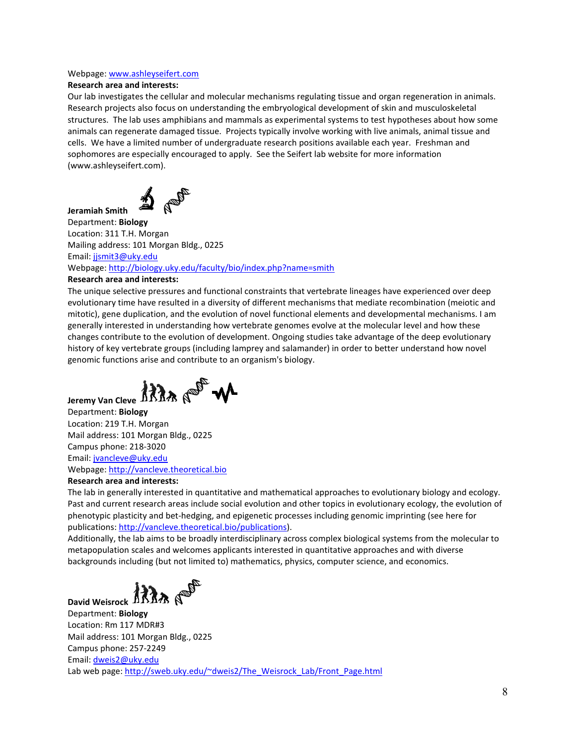Webpage: www.ashleyseifert.com

**Research area and interests:**

Our lab investigates the cellular and molecular mechanisms regulating tissue and organ regeneration in animals. Research projects also focus on understanding the embryological development of skin and musculoskeletal structures. The lab uses amphibians and mammals as experimental systems to test hypotheses about how some animals can regenerate damaged tissue. Projects typically involve working with live animals, animal tissue and cells. We have a limited number of undergraduate research positions available each year. Freshman and sophomores are especially encouraged to apply. See the Seifert lab website for more information (www.ashleyseifert.com).

**Jeramiah Smith**

Department: **Biology**
Location: 311 T.H. Morgan
Mailing address: 101 Morgan Bldg., 0225
Email: jjsmit3@uky.edu
Webpage: http://biology.uky.edu/faculty/bio/index.php?name=smith

**Research area and interests:**

The unique selective pressures and functional constraints that vertebrate lineages have experienced over deep evolutionary time have resulted in a diversity of different mechanisms that mediate recombination (meiotic and mitotic), gene duplication, and the evolution of novel functional elements and developmental mechanisms. I am generally interested in understanding how vertebrate genomes evolve at the molecular level and how these changes contribute to the evolution of development. Ongoing studies take advantage of the deep evolutionary history of key vertebrate groups (including lamprey and salamander) in order to better understand how novel genomic functions arise and contribute to an organism's biology.

**Jeremy Van Cleve**

Department: **Biology**
Location: 219 T.H. Morgan
Mail address: 101 Morgan Bldg., 0225
Campus phone: 218-3020
Email: jvancleve@uky.edu
Webpage: http://vancleve.theoretical.bio

**Research area and interests:**

The lab in generally interested in quantitative and mathematical approaches to evolutionary biology and ecology. Past and current research areas include social evolution and other topics in evolutionary ecology, the evolution of phenotypic plasticity and bet-hedging, and epigenetic processes including genomic imprinting (see here for publications: http://vancleve.theoretical.bio/publications).

Additionally, the lab aims to be broadly interdisciplinary across complex biological systems from the molecular to metapopulation scales and welcomes applicants interested in quantitative approaches and with diverse backgrounds including (but not limited to) mathematics, physics, computer science, and economics.

**David Weisrock**

Department: **Biology**
Location: Rm 117 MDR#3
Mail address: 101 Morgan Bldg., 0225
Campus phone: 257-2249
Email: dweis2@uky.edu
Lab web page: http://sweb.uky.edu/~dweis2/The_Weisrock_Lab/Front_Page.html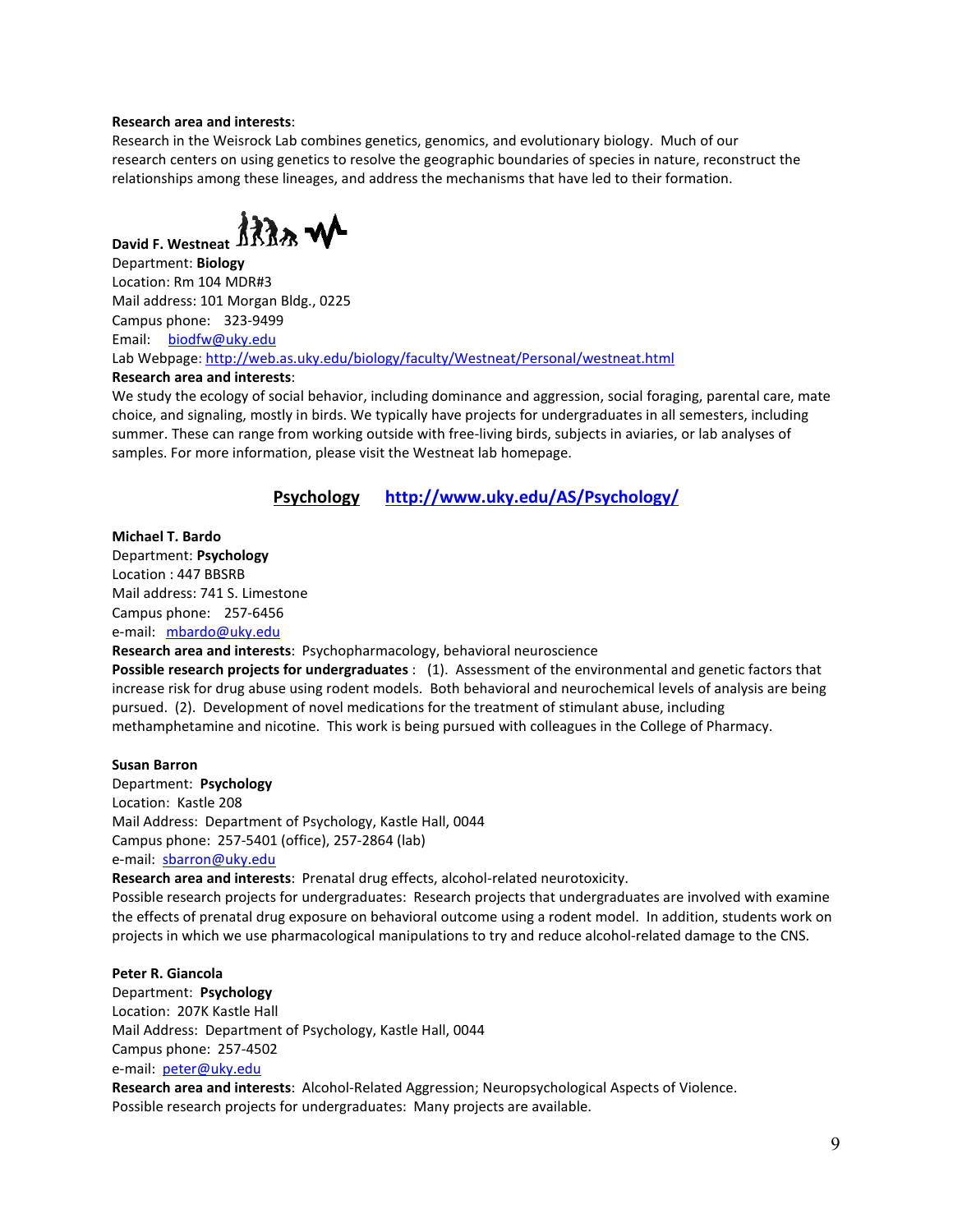**Research area and interests**:
Research in the Weisrock Lab combines genetics, genomics, and evolutionary biology. Much of our research centers on using genetics to resolve the geographic boundaries of species in nature, reconstruct the relationships among these lineages, and address the mechanisms that have led to their formation.

**David F. Westneat**
Department: **Biology**
Location: Rm 104 MDR#3
Mail address: 101 Morgan Bldg., 0225
Campus phone: 323-9499
Email: biodfw@uky.edu
Lab Webpage: http://web.as.uky.edu/biology/faculty/Westneat/Personal/westneat.html
**Research area and interests**:
We study the ecology of social behavior, including dominance and aggression, social foraging, parental care, mate choice, and signaling, mostly in birds. We typically have projects for undergraduates in all semesters, including summer. These can range from working outside with free-living birds, subjects in aviaries, or lab analyses of samples. For more information, please visit the Westneat lab homepage.

## Psychology http://www.uky.edu/AS/Psychology/

**Michael T. Bardo**
Department: **Psychology**
Location : 447 BBSRB
Mail address: 741 S. Limestone
Campus phone: 257-6456
e-mail: mbardo@uky.edu
**Research area and interests**: Psychopharmacology, behavioral neuroscience
**Possible research projects for undergraduates** : (1). Assessment of the environmental and genetic factors that increase risk for drug abuse using rodent models. Both behavioral and neurochemical levels of analysis are being pursued. (2). Development of novel medications for the treatment of stimulant abuse, including methamphetamine and nicotine. This work is being pursued with colleagues in the College of Pharmacy.

**Susan Barron**
Department: **Psychology**
Location: Kastle 208
Mail Address: Department of Psychology, Kastle Hall, 0044
Campus phone: 257-5401 (office), 257-2864 (lab)
e-mail: sbarron@uky.edu
**Research area and interests**: Prenatal drug effects, alcohol-related neurotoxicity.
Possible research projects for undergraduates: Research projects that undergraduates are involved with examine the effects of prenatal drug exposure on behavioral outcome using a rodent model. In addition, students work on projects in which we use pharmacological manipulations to try and reduce alcohol-related damage to the CNS.

**Peter R. Giancola**
Department: **Psychology**
Location: 207K Kastle Hall
Mail Address: Department of Psychology, Kastle Hall, 0044
Campus phone: 257-4502
e-mail: peter@uky.edu
**Research area and interests**: Alcohol-Related Aggression; Neuropsychological Aspects of Violence.
Possible research projects for undergraduates: Many projects are available.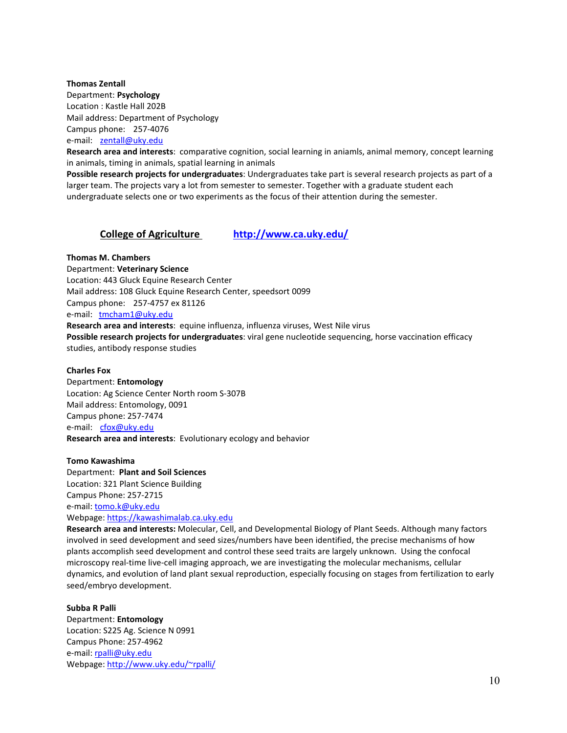**Thomas Zentall**
Department: **Psychology**
Location : Kastle Hall 202B
Mail address: Department of Psychology
Campus phone: 257-4076
e-mail: zentall@uky.edu
**Research area and interests**: comparative cognition, social learning in aniamls, animal memory, concept learning in animals, timing in animals, spatial learning in animals
**Possible research projects for undergraduates**: Undergraduates take part is several research projects as part of a larger team. The projects vary a lot from semester to semester. Together with a graduate student each undergraduate selects one or two experiments as the focus of their attention during the semester.

## College of Agriculture http://www.ca.uky.edu/

**Thomas M. Chambers**
Department: **Veterinary Science**
Location: 443 Gluck Equine Research Center
Mail address: 108 Gluck Equine Research Center, speedsort 0099
Campus phone: 257-4757 ex 81126
e-mail: tmcham1@uky.edu
**Research area and interests**: equine influenza, influenza viruses, West Nile virus
**Possible research projects for undergraduates**: viral gene nucleotide sequencing, horse vaccination efficacy studies, antibody response studies

**Charles Fox**
Department: **Entomology**
Location: Ag Science Center North room S-307B
Mail address: Entomology, 0091
Campus phone: 257-7474
e-mail: cfox@uky.edu
**Research area and interests**: Evolutionary ecology and behavior

**Tomo Kawashima**
Department: **Plant and Soil Sciences**
Location: 321 Plant Science Building
Campus Phone: 257-2715
e-mail: tomo.k@uky.edu
Webpage: https://kawashimalab.ca.uky.edu
**Research area and interests:** Molecular, Cell, and Developmental Biology of Plant Seeds. Although many factors involved in seed development and seed sizes/numbers have been identified, the precise mechanisms of how plants accomplish seed development and control these seed traits are largely unknown. Using the confocal microscopy real-time live-cell imaging approach, we are investigating the molecular mechanisms, cellular dynamics, and evolution of land plant sexual reproduction, especially focusing on stages from fertilization to early seed/embryo development.

**Subba R Palli**
Department: **Entomology**
Location: S225 Ag. Science N 0991
Campus Phone: 257-4962
e-mail: rpalli@uky.edu
Webpage: http://www.uky.edu/~rpalli/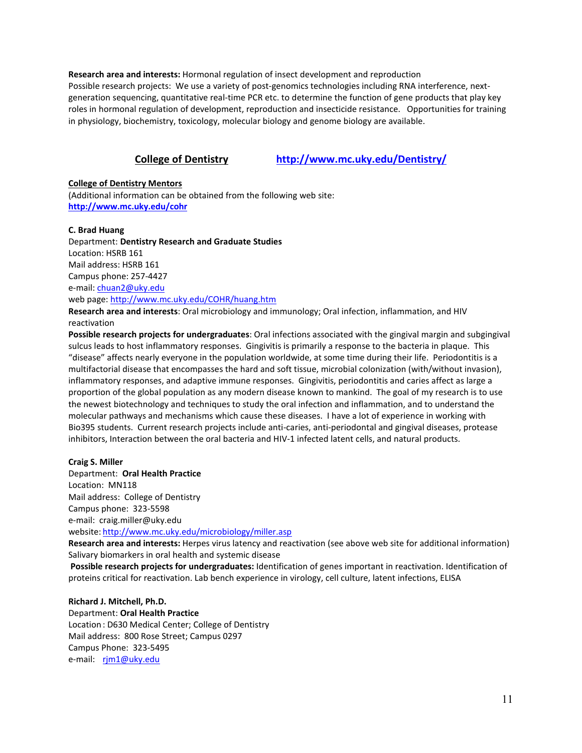**Research area and interests:** Hormonal regulation of insect development and reproduction
Possible research projects: We use a variety of post-genomics technologies including RNA interference, next-generation sequencing, quantitative real-time PCR etc. to determine the function of gene products that play key roles in hormonal regulation of development, reproduction and insecticide resistance. Opportunities for training in physiology, biochemistry, toxicology, molecular biology and genome biology are available.

## College of Dentistry http://www.mc.uky.edu/Dentistry/

**College of Dentistry Mentors**
(Additional information can be obtained from the following web site:
**http://www.mc.uky.edu/cohr**

**C. Brad Huang**
Department: **Dentistry Research and Graduate Studies**
Location: HSRB 161
Mail address: HSRB 161
Campus phone: 257-4427
e-mail: chuan2@uky.edu
web page: http://www.mc.uky.edu/COHR/huang.htm
**Research area and interests**: Oral microbiology and immunology; Oral infection, inflammation, and HIV reactivation
**Possible research projects for undergraduates**: Oral infections associated with the gingival margin and subgingival sulcus leads to host inflammatory responses. Gingivitis is primarily a response to the bacteria in plaque. This "disease" affects nearly everyone in the population worldwide, at some time during their life. Periodontitis is a multifactorial disease that encompasses the hard and soft tissue, microbial colonization (with/without invasion), inflammatory responses, and adaptive immune responses. Gingivitis, periodontitis and caries affect as large a proportion of the global population as any modern disease known to mankind. The goal of my research is to use the newest biotechnology and techniques to study the oral infection and inflammation, and to understand the molecular pathways and mechanisms which cause these diseases. I have a lot of experience in working with Bio395 students. Current research projects include anti-caries, anti-periodontal and gingival diseases, protease inhibitors, Interaction between the oral bacteria and HIV-1 infected latent cells, and natural products.

**Craig S. Miller**
Department: **Oral Health Practice**
Location: MN118
Mail address: College of Dentistry
Campus phone: 323-5598
e-mail: craig.miller@uky.edu
website: http://www.mc.uky.edu/microbiology/miller.asp
**Research area and interests:** Herpes virus latency and reactivation (see above web site for additional information)
Salivary biomarkers in oral health and systemic disease
**Possible research projects for undergraduates:** Identification of genes important in reactivation. Identification of proteins critical for reactivation. Lab bench experience in virology, cell culture, latent infections, ELISA

**Richard J. Mitchell, Ph.D.**
Department: **Oral Health Practice**
Location : D630 Medical Center; College of Dentistry
Mail address: 800 Rose Street; Campus 0297
Campus Phone: 323-5495
e-mail: rjm1@uky.edu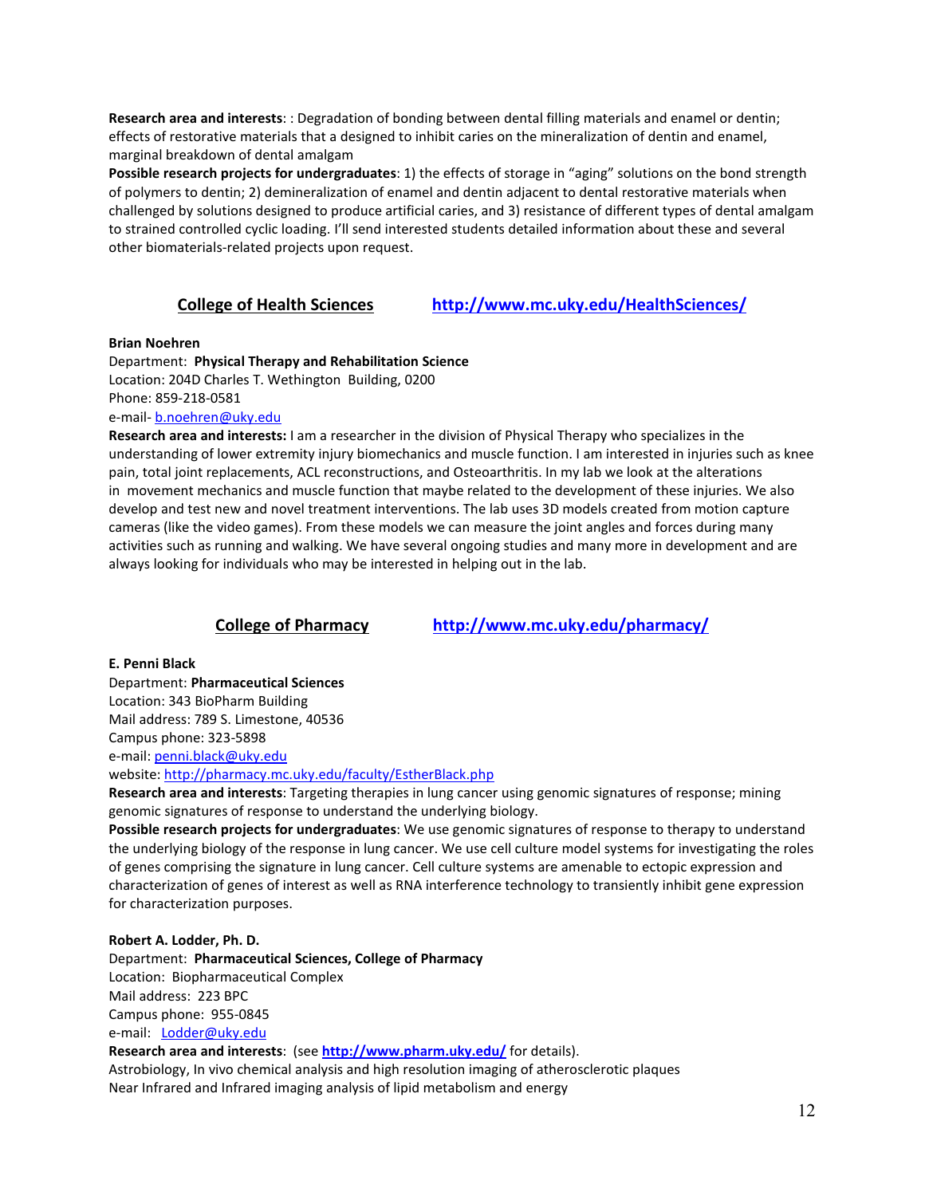**Research area and interests**: : Degradation of bonding between dental filling materials and enamel or dentin; effects of restorative materials that a designed to inhibit caries on the mineralization of dentin and enamel, marginal breakdown of dental amalgam

**Possible research projects for undergraduates**: 1) the effects of storage in "aging" solutions on the bond strength of polymers to dentin; 2) demineralization of enamel and dentin adjacent to dental restorative materials when challenged by solutions designed to produce artificial caries, and 3) resistance of different types of dental amalgam to strained controlled cyclic loading. I'll send interested students detailed information about these and several other biomaterials-related projects upon request.

## College of Health Sciences http://www.mc.uky.edu/HealthSciences/

**Brian Noehren**

Department: **Physical Therapy and Rehabilitation Science**

Location: 204D Charles T. Wethington Building, 0200

Phone: 859-218-0581

e-mail- b.noehren@uky.edu

**Research area and interests:** I am a researcher in the division of Physical Therapy who specializes in the understanding of lower extremity injury biomechanics and muscle function. I am interested in injuries such as knee pain, total joint replacements, ACL reconstructions, and Osteoarthritis. In my lab we look at the alterations in movement mechanics and muscle function that maybe related to the development of these injuries. We also develop and test new and novel treatment interventions. The lab uses 3D models created from motion capture cameras (like the video games). From these models we can measure the joint angles and forces during many activities such as running and walking. We have several ongoing studies and many more in development and are always looking for individuals who may be interested in helping out in the lab.

## College of Pharmacy http://www.mc.uky.edu/pharmacy/

**E. Penni Black**

Department: **Pharmaceutical Sciences**

Location: 343 BioPharm Building

Mail address: 789 S. Limestone, 40536

Campus phone: 323-5898

e-mail: penni.black@uky.edu

website: http://pharmacy.mc.uky.edu/faculty/EstherBlack.php

**Research area and interests**: Targeting therapies in lung cancer using genomic signatures of response; mining genomic signatures of response to understand the underlying biology.

**Possible research projects for undergraduates**: We use genomic signatures of response to therapy to understand the underlying biology of the response in lung cancer. We use cell culture model systems for investigating the roles of genes comprising the signature in lung cancer. Cell culture systems are amenable to ectopic expression and characterization of genes of interest as well as RNA interference technology to transiently inhibit gene expression for characterization purposes.

**Robert A. Lodder, Ph. D.**

Department: **Pharmaceutical Sciences, College of Pharmacy**

Location: Biopharmaceutical Complex

Mail address: 223 BPC

Campus phone: 955-0845

e-mail: Lodder@uky.edu

**Research area and interests**: (see **http://www.pharm.uky.edu/** for details).

Astrobiology, In vivo chemical analysis and high resolution imaging of atherosclerotic plaques

Near Infrared and Infrared imaging analysis of lipid metabolism and energy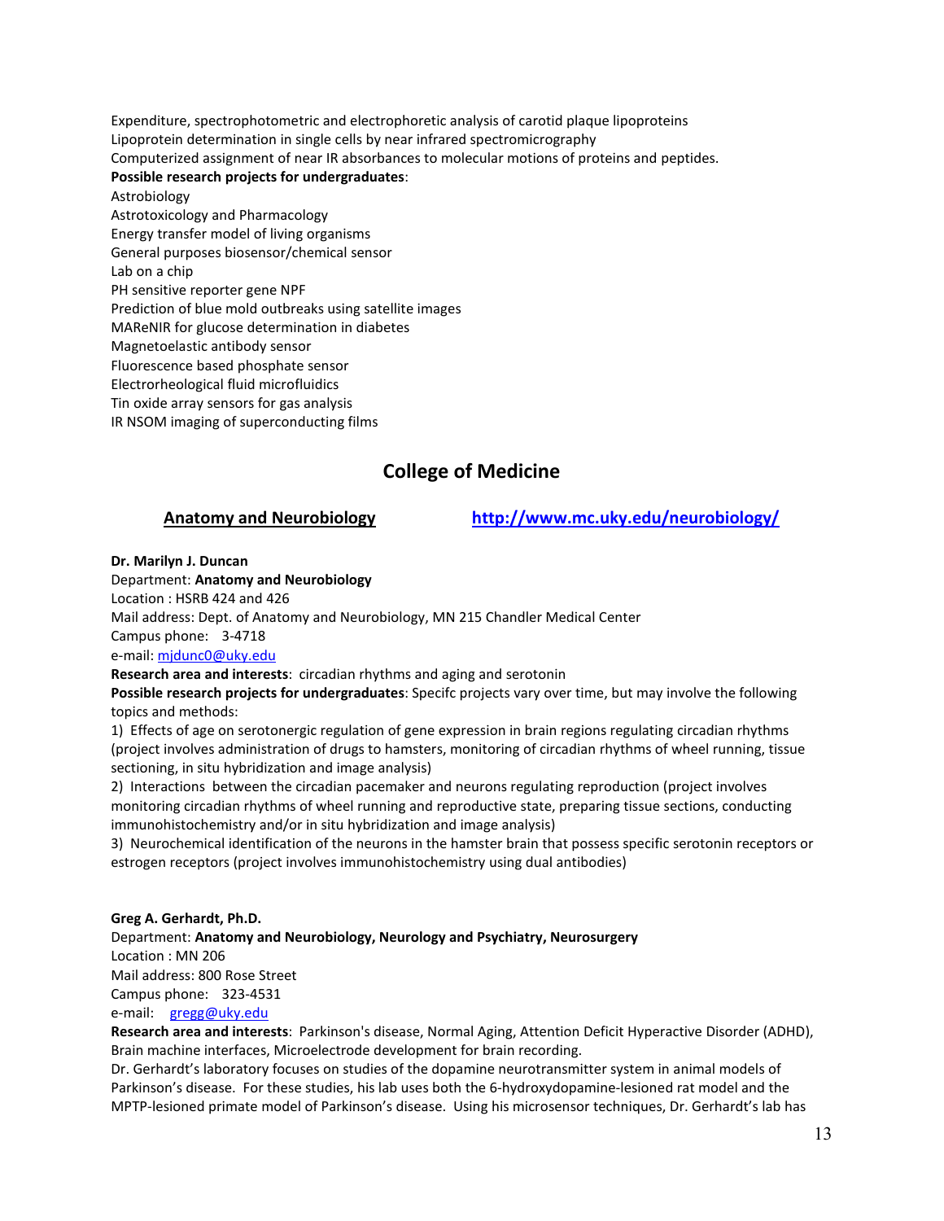Expenditure, spectrophotometric and electrophoretic analysis of carotid plaque lipoproteins
Lipoprotein determination in single cells by near infrared spectromicrography
Computerized assignment of near IR absorbances to molecular motions of proteins and peptides.

**Possible research projects for undergraduates**:

Astrobiology
Astrotoxicology and Pharmacology
Energy transfer model of living organisms
General purposes biosensor/chemical sensor
Lab on a chip
PH sensitive reporter gene NPF
Prediction of blue mold outbreaks using satellite images
MAReNIR for glucose determination in diabetes
Magnetoelastic antibody sensor
Fluorescence based phosphate sensor
Electrorheological fluid microfluidics
Tin oxide array sensors for gas analysis
IR NSOM imaging of superconducting films

## College of Medicine

### Anatomy and Neurobiology — http://www.mc.uky.edu/neurobiology/

**Dr. Marilyn J. Duncan**
Department: **Anatomy and Neurobiology**
Location : HSRB 424 and 426
Mail address: Dept. of Anatomy and Neurobiology, MN 215 Chandler Medical Center
Campus phone: 3-4718
e-mail: mjdunc0@uky.edu

**Research area and interests**: circadian rhythms and aging and serotonin

**Possible research projects for undergraduates**: Specifc projects vary over time, but may involve the following topics and methods:

1) Effects of age on serotonergic regulation of gene expression in brain regions regulating circadian rhythms (project involves administration of drugs to hamsters, monitoring of circadian rhythms of wheel running, tissue sectioning, in situ hybridization and image analysis)
2) Interactions between the circadian pacemaker and neurons regulating reproduction (project involves monitoring circadian rhythms of wheel running and reproductive state, preparing tissue sections, conducting immunohistochemistry and/or in situ hybridization and image analysis)
3) Neurochemical identification of the neurons in the hamster brain that possess specific serotonin receptors or estrogen receptors (project involves immunohistochemistry using dual antibodies)

**Greg A. Gerhardt, Ph.D.**
Department: **Anatomy and Neurobiology, Neurology and Psychiatry, Neurosurgery**
Location : MN 206
Mail address: 800 Rose Street
Campus phone: 323-4531
e-mail: gregg@uky.edu

**Research area and interests**: Parkinson's disease, Normal Aging, Attention Deficit Hyperactive Disorder (ADHD), Brain machine interfaces, Microelectrode development for brain recording.

Dr. Gerhardt's laboratory focuses on studies of the dopamine neurotransmitter system in animal models of Parkinson's disease. For these studies, his lab uses both the 6-hydroxydopamine-lesioned rat model and the MPTP-lesioned primate model of Parkinson's disease. Using his microsensor techniques, Dr. Gerhardt's lab has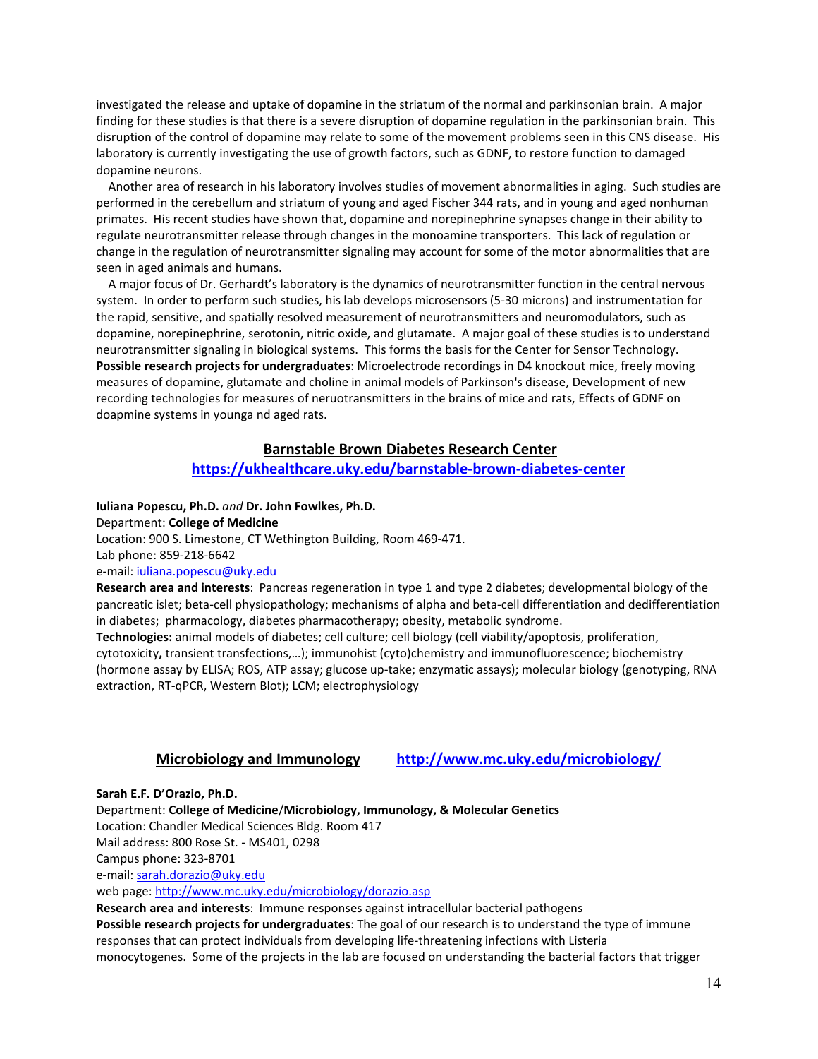investigated the release and uptake of dopamine in the striatum of the normal and parkinsonian brain. A major finding for these studies is that there is a severe disruption of dopamine regulation in the parkinsonian brain. This disruption of the control of dopamine may relate to some of the movement problems seen in this CNS disease. His laboratory is currently investigating the use of growth factors, such as GDNF, to restore function to damaged dopamine neurons.

Another area of research in his laboratory involves studies of movement abnormalities in aging. Such studies are performed in the cerebellum and striatum of young and aged Fischer 344 rats, and in young and aged nonhuman primates. His recent studies have shown that, dopamine and norepinephrine synapses change in their ability to regulate neurotransmitter release through changes in the monoamine transporters. This lack of regulation or change in the regulation of neurotransmitter signaling may account for some of the motor abnormalities that are seen in aged animals and humans.

A major focus of Dr. Gerhardt's laboratory is the dynamics of neurotransmitter function in the central nervous system. In order to perform such studies, his lab develops microsensors (5-30 microns) and instrumentation for the rapid, sensitive, and spatially resolved measurement of neurotransmitters and neuromodulators, such as dopamine, norepinephrine, serotonin, nitric oxide, and glutamate. A major goal of these studies is to understand neurotransmitter signaling in biological systems. This forms the basis for the Center for Sensor Technology.
**Possible research projects for undergraduates**: Microelectrode recordings in D4 knockout mice, freely moving measures of dopamine, glutamate and choline in animal models of Parkinson's disease, Development of new recording technologies for measures of neruotransmitters in the brains of mice and rats, Effects of GDNF on doapmine systems in younga nd aged rats.

## Barnstable Brown Diabetes Research Center

**https://ukhealthcare.uky.edu/barnstable-brown-diabetes-center**

**Iuliana Popescu, Ph.D.** *and* **Dr. John Fowlkes, Ph.D.**
Department: **College of Medicine**
Location: 900 S. Limestone, CT Wethington Building, Room 469-471.
Lab phone: 859-218-6642
e-mail: iuliana.popescu@uky.edu
**Research area and interests**: Pancreas regeneration in type 1 and type 2 diabetes; developmental biology of the pancreatic islet; beta-cell physiopathology; mechanisms of alpha and beta-cell differentiation and dedifferentiation in diabetes; pharmacology, diabetes pharmacotherapy; obesity, metabolic syndrome.
**Technologies:** animal models of diabetes; cell culture; cell biology (cell viability/apoptosis, proliferation, cytotoxicity**,** transient transfections,…); immunohist (cyto)chemistry and immunofluorescence; biochemistry (hormone assay by ELISA; ROS, ATP assay; glucose up-take; enzymatic assays); molecular biology (genotyping, RNA extraction, RT-qPCR, Western Blot); LCM; electrophysiology

## Microbiology and Immunology http://www.mc.uky.edu/microbiology/

**Sarah E.F. D'Orazio, Ph.D.**
Department: **College of Medicine**/**Microbiology, Immunology, & Molecular Genetics**
Location: Chandler Medical Sciences Bldg. Room 417
Mail address: 800 Rose St. - MS401, 0298
Campus phone: 323-8701
e-mail: sarah.dorazio@uky.edu
web page: http://www.mc.uky.edu/microbiology/dorazio.asp
**Research area and interests**: Immune responses against intracellular bacterial pathogens
**Possible research projects for undergraduates**: The goal of our research is to understand the type of immune responses that can protect individuals from developing life-threatening infections with Listeria monocytogenes. Some of the projects in the lab are focused on understanding the bacterial factors that trigger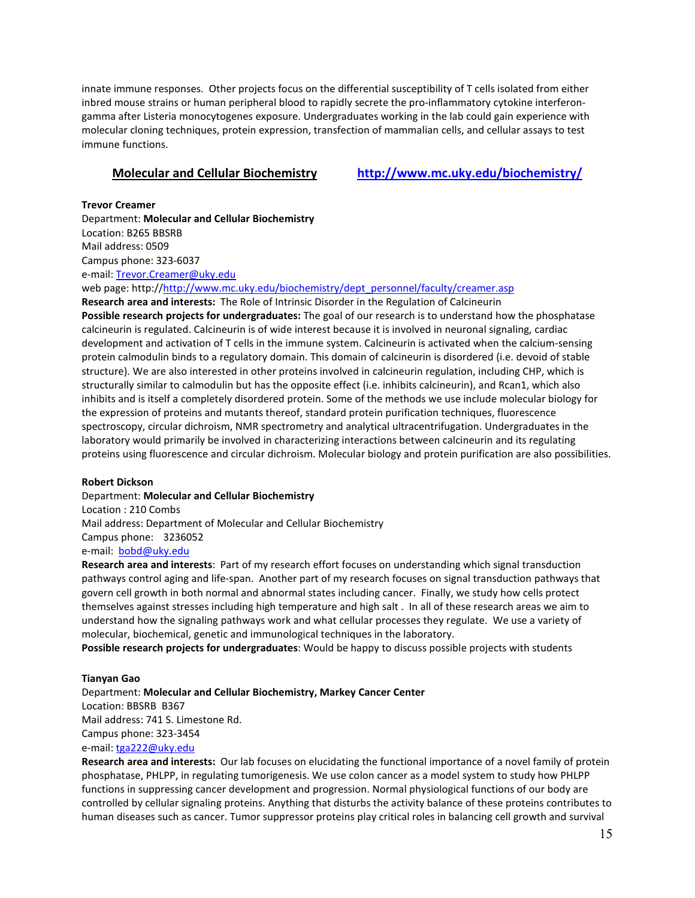innate immune responses. Other projects focus on the differential susceptibility of T cells isolated from either inbred mouse strains or human peripheral blood to rapidly secrete the pro-inflammatory cytokine interferon-gamma after Listeria monocytogenes exposure. Undergraduates working in the lab could gain experience with molecular cloning techniques, protein expression, transfection of mammalian cells, and cellular assays to test immune functions.

## Molecular and Cellular Biochemistry http://www.mc.uky.edu/biochemistry/

**Trevor Creamer**
Department: **Molecular and Cellular Biochemistry**
Location: B265 BBSRB
Mail address: 0509
Campus phone: 323-6037
e-mail: Trevor.Creamer@uky.edu
web page: http://http://www.mc.uky.edu/biochemistry/dept_personnel/faculty/creamer.asp
**Research area and interests:** The Role of Intrinsic Disorder in the Regulation of Calcineurin
**Possible research projects for undergraduates:** The goal of our research is to understand how the phosphatase calcineurin is regulated. Calcineurin is of wide interest because it is involved in neuronal signaling, cardiac development and activation of T cells in the immune system. Calcineurin is activated when the calcium-sensing protein calmodulin binds to a regulatory domain. This domain of calcineurin is disordered (i.e. devoid of stable structure). We are also interested in other proteins involved in calcineurin regulation, including CHP, which is structurally similar to calmodulin but has the opposite effect (i.e. inhibits calcineurin), and Rcan1, which also inhibits and is itself a completely disordered protein. Some of the methods we use include molecular biology for the expression of proteins and mutants thereof, standard protein purification techniques, fluorescence spectroscopy, circular dichroism, NMR spectrometry and analytical ultracentrifugation. Undergraduates in the laboratory would primarily be involved in characterizing interactions between calcineurin and its regulating proteins using fluorescence and circular dichroism. Molecular biology and protein purification are also possibilities.

**Robert Dickson**
Department: **Molecular and Cellular Biochemistry**
Location : 210 Combs
Mail address: Department of Molecular and Cellular Biochemistry
Campus phone: 3236052
e-mail: bobd@uky.edu
**Research area and interests**: Part of my research effort focuses on understanding which signal transduction pathways control aging and life-span. Another part of my research focuses on signal transduction pathways that govern cell growth in both normal and abnormal states including cancer. Finally, we study how cells protect themselves against stresses including high temperature and high salt . In all of these research areas we aim to understand how the signaling pathways work and what cellular processes they regulate. We use a variety of molecular, biochemical, genetic and immunological techniques in the laboratory.
**Possible research projects for undergraduates**: Would be happy to discuss possible projects with students

**Tianyan Gao**
Department: **Molecular and Cellular Biochemistry, Markey Cancer Center**
Location: BBSRB B367
Mail address: 741 S. Limestone Rd.
Campus phone: 323-3454
e-mail: tga222@uky.edu
**Research area and interests:** Our lab focuses on elucidating the functional importance of a novel family of protein phosphatase, PHLPP, in regulating tumorigenesis. We use colon cancer as a model system to study how PHLPP functions in suppressing cancer development and progression. Normal physiological functions of our body are controlled by cellular signaling proteins. Anything that disturbs the activity balance of these proteins contributes to human diseases such as cancer. Tumor suppressor proteins play critical roles in balancing cell growth and survival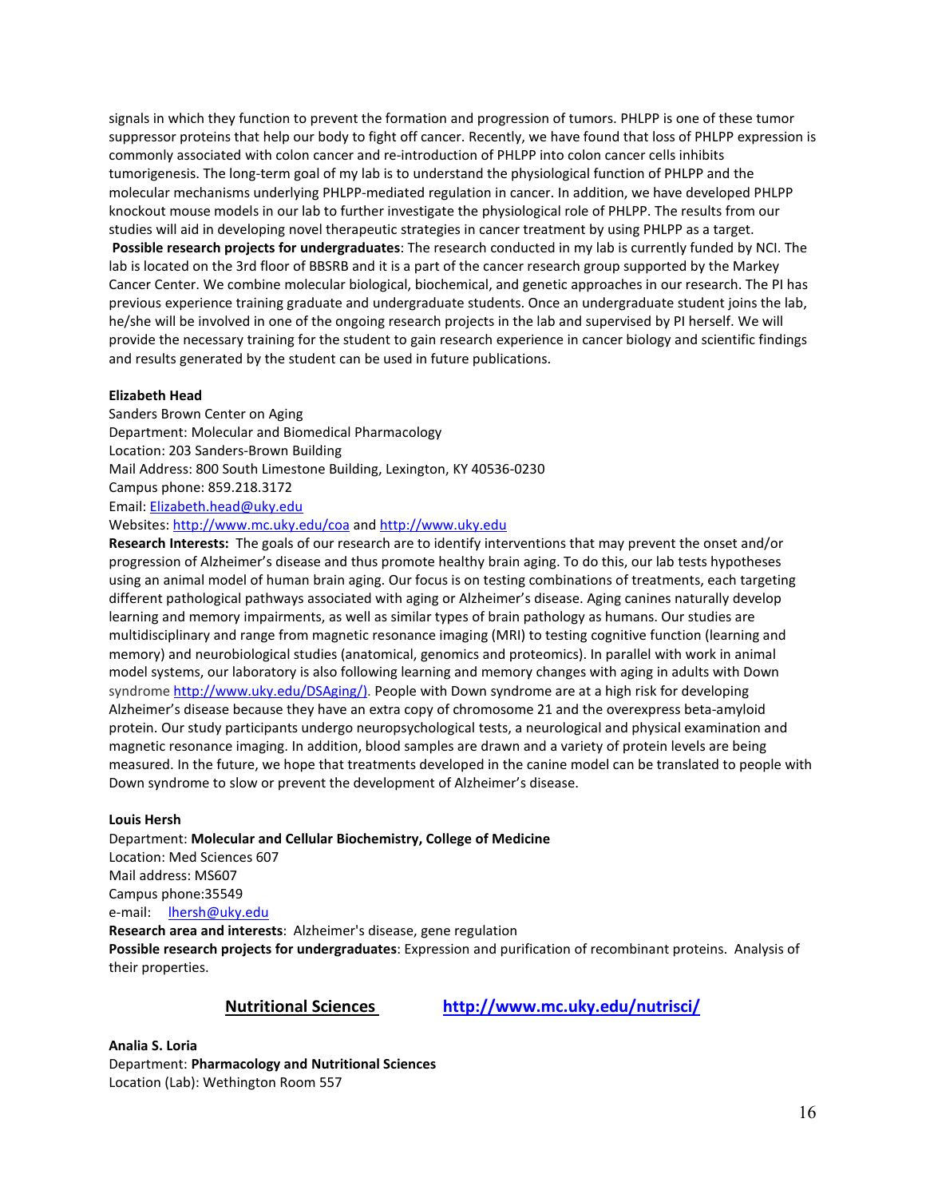signals in which they function to prevent the formation and progression of tumors. PHLPP is one of these tumor suppressor proteins that help our body to fight off cancer. Recently, we have found that loss of PHLPP expression is commonly associated with colon cancer and re-introduction of PHLPP into colon cancer cells inhibits tumorigenesis. The long-term goal of my lab is to understand the physiological function of PHLPP and the molecular mechanisms underlying PHLPP-mediated regulation in cancer. In addition, we have developed PHLPP knockout mouse models in our lab to further investigate the physiological role of PHLPP. The results from our studies will aid in developing novel therapeutic strategies in cancer treatment by using PHLPP as a target.
**Possible research projects for undergraduates**: The research conducted in my lab is currently funded by NCI. The lab is located on the 3rd floor of BBSRB and it is a part of the cancer research group supported by the Markey Cancer Center. We combine molecular biological, biochemical, and genetic approaches in our research. The PI has previous experience training graduate and undergraduate students. Once an undergraduate student joins the lab, he/she will be involved in one of the ongoing research projects in the lab and supervised by PI herself. We will provide the necessary training for the student to gain research experience in cancer biology and scientific findings and results generated by the student can be used in future publications.

**Elizabeth Head**
Sanders Brown Center on Aging
Department: Molecular and Biomedical Pharmacology
Location: 203 Sanders-Brown Building
Mail Address: 800 South Limestone Building, Lexington, KY 40536-0230
Campus phone: 859.218.3172
Email: Elizabeth.head@uky.edu
Websites: http://www.mc.uky.edu/coa and http://www.uky.edu
**Research Interests:** The goals of our research are to identify interventions that may prevent the onset and/or progression of Alzheimer's disease and thus promote healthy brain aging. To do this, our lab tests hypotheses using an animal model of human brain aging. Our focus is on testing combinations of treatments, each targeting different pathological pathways associated with aging or Alzheimer's disease. Aging canines naturally develop learning and memory impairments, as well as similar types of brain pathology as humans. Our studies are multidisciplinary and range from magnetic resonance imaging (MRI) to testing cognitive function (learning and memory) and neurobiological studies (anatomical, genomics and proteomics). In parallel with work in animal model systems, our laboratory is also following learning and memory changes with aging in adults with Down syndrome http://www.uky.edu/DSAging/). People with Down syndrome are at a high risk for developing Alzheimer's disease because they have an extra copy of chromosome 21 and the overexpress beta-amyloid protein. Our study participants undergo neuropsychological tests, a neurological and physical examination and magnetic resonance imaging. In addition, blood samples are drawn and a variety of protein levels are being measured. In the future, we hope that treatments developed in the canine model can be translated to people with Down syndrome to slow or prevent the development of Alzheimer's disease.

**Louis Hersh**
Department: **Molecular and Cellular Biochemistry, College of Medicine**
Location: Med Sciences 607
Mail address: MS607
Campus phone:35549
e-mail: lhersh@uky.edu
**Research area and interests**: Alzheimer's disease, gene regulation
**Possible research projects for undergraduates**: Expression and purification of recombinant proteins. Analysis of their properties.

## Nutritional Sciences http://www.mc.uky.edu/nutrisci/

**Analia S. Loria**
Department: **Pharmacology and Nutritional Sciences**
Location (Lab): Wethington Room 557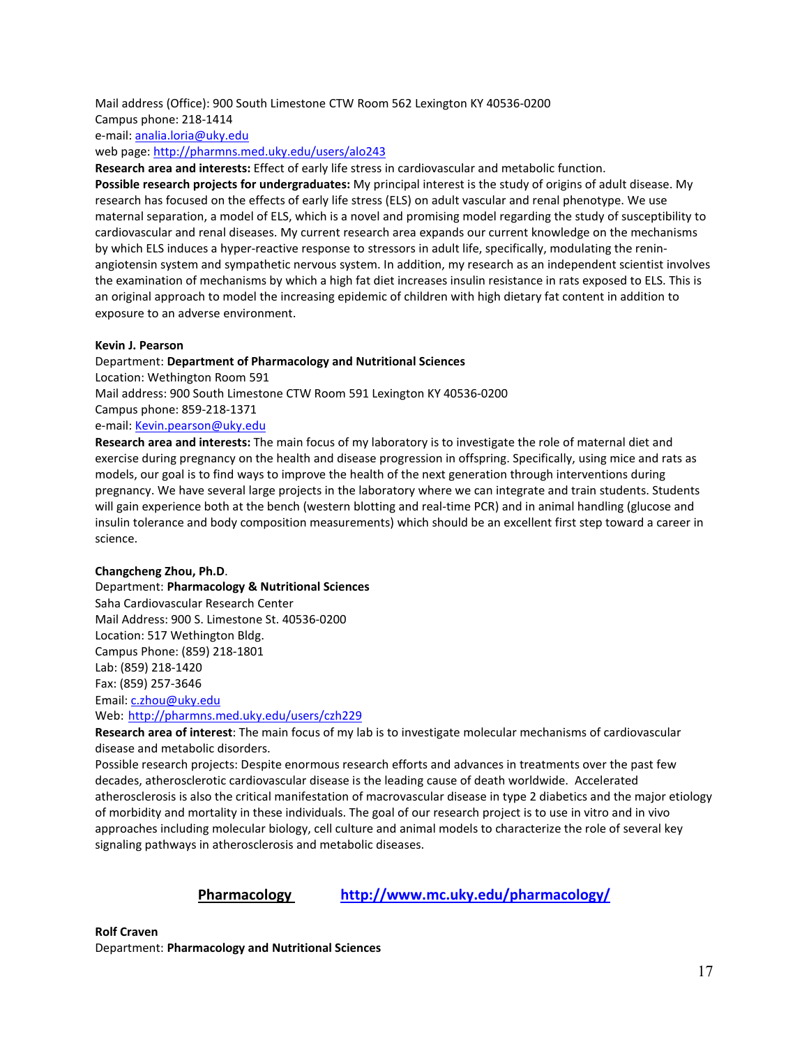Mail address (Office): 900 South Limestone CTW Room 562 Lexington KY 40536-0200
Campus phone: 218-1414
e-mail: analia.loria@uky.edu
web page: http://pharmns.med.uky.edu/users/alo243

**Research area and interests:** Effect of early life stress in cardiovascular and metabolic function.

**Possible research projects for undergraduates:** My principal interest is the study of origins of adult disease. My research has focused on the effects of early life stress (ELS) on adult vascular and renal phenotype. We use maternal separation, a model of ELS, which is a novel and promising model regarding the study of susceptibility to cardiovascular and renal diseases. My current research area expands our current knowledge on the mechanisms by which ELS induces a hyper-reactive response to stressors in adult life, specifically, modulating the renin-angiotensin system and sympathetic nervous system. In addition, my research as an independent scientist involves the examination of mechanisms by which a high fat diet increases insulin resistance in rats exposed to ELS. This is an original approach to model the increasing epidemic of children with high dietary fat content in addition to exposure to an adverse environment.

**Kevin J. Pearson**
Department: **Department of Pharmacology and Nutritional Sciences**
Location: Wethington Room 591
Mail address: 900 South Limestone CTW Room 591 Lexington KY 40536-0200
Campus phone: 859-218-1371
e-mail: Kevin.pearson@uky.edu

**Research area and interests:** The main focus of my laboratory is to investigate the role of maternal diet and exercise during pregnancy on the health and disease progression in offspring. Specifically, using mice and rats as models, our goal is to find ways to improve the health of the next generation through interventions during pregnancy. We have several large projects in the laboratory where we can integrate and train students. Students will gain experience both at the bench (western blotting and real-time PCR) and in animal handling (glucose and insulin tolerance and body composition measurements) which should be an excellent first step toward a career in science.

**Changcheng Zhou, Ph.D**.
Department: **Pharmacology & Nutritional Sciences**
Saha Cardiovascular Research Center
Mail Address: 900 S. Limestone St. 40536-0200
Location: 517 Wethington Bldg.
Campus Phone: (859) 218-1801
Lab: (859) 218-1420
Fax: (859) 257-3646
Email: c.zhou@uky.edu
Web: http://pharmns.med.uky.edu/users/czh229

**Research area of interest**: The main focus of my lab is to investigate molecular mechanisms of cardiovascular disease and metabolic disorders.

Possible research projects: Despite enormous research efforts and advances in treatments over the past few decades, atherosclerotic cardiovascular disease is the leading cause of death worldwide. Accelerated atherosclerosis is also the critical manifestation of macrovascular disease in type 2 diabetics and the major etiology of morbidity and mortality in these individuals. The goal of our research project is to use in vitro and in vivo approaches including molecular biology, cell culture and animal models to characterize the role of several key signaling pathways in atherosclerosis and metabolic diseases.

## Pharmacology http://www.mc.uky.edu/pharmacology/

**Rolf Craven**
Department: **Pharmacology and Nutritional Sciences**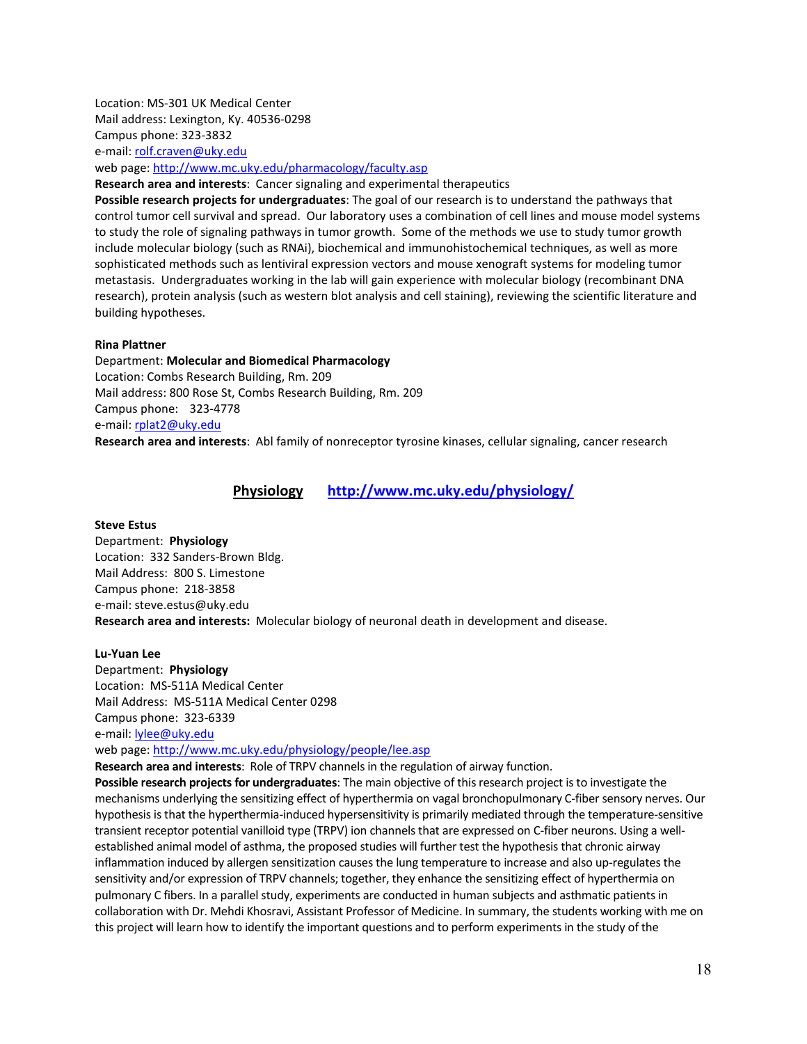Location: MS-301 UK Medical Center
Mail address: Lexington, Ky. 40536-0298
Campus phone: 323-3832
e-mail: rolf.craven@uky.edu
web page: http://www.mc.uky.edu/pharmacology/faculty.asp
**Research area and interests**: Cancer signaling and experimental therapeutics
**Possible research projects for undergraduates**: The goal of our research is to understand the pathways that control tumor cell survival and spread. Our laboratory uses a combination of cell lines and mouse model systems to study the role of signaling pathways in tumor growth. Some of the methods we use to study tumor growth include molecular biology (such as RNAi), biochemical and immunohistochemical techniques, as well as more sophisticated methods such as lentiviral expression vectors and mouse xenograft systems for modeling tumor metastasis. Undergraduates working in the lab will gain experience with molecular biology (recombinant DNA research), protein analysis (such as western blot analysis and cell staining), reviewing the scientific literature and building hypotheses.

**Rina Plattner**
Department: **Molecular and Biomedical Pharmacology**
Location: Combs Research Building, Rm. 209
Mail address: 800 Rose St, Combs Research Building, Rm. 209
Campus phone: 323-4778
e-mail: rplat2@uky.edu
**Research area and interests**: Abl family of nonreceptor tyrosine kinases, cellular signaling, cancer research

## Physiology http://www.mc.uky.edu/physiology/

**Steve Estus**
Department: **Physiology**
Location: 332 Sanders-Brown Bldg.
Mail Address: 800 S. Limestone
Campus phone: 218-3858
e-mail: steve.estus@uky.edu
**Research area and interests:** Molecular biology of neuronal death in development and disease.

**Lu-Yuan Lee**
Department: **Physiology**
Location: MS-511A Medical Center
Mail Address: MS-511A Medical Center 0298
Campus phone: 323-6339
e-mail: lylee@uky.edu
web page: http://www.mc.uky.edu/physiology/people/lee.asp
**Research area and interests**: Role of TRPV channels in the regulation of airway function.
**Possible research projects for undergraduates**: The main objective of this research project is to investigate the mechanisms underlying the sensitizing effect of hyperthermia on vagal bronchopulmonary C-fiber sensory nerves. Our hypothesis is that the hyperthermia-induced hypersensitivity is primarily mediated through the temperature-sensitive transient receptor potential vanilloid type (TRPV) ion channels that are expressed on C-fiber neurons. Using a well-established animal model of asthma, the proposed studies will further test the hypothesis that chronic airway inflammation induced by allergen sensitization causes the lung temperature to increase and also up-regulates the sensitivity and/or expression of TRPV channels; together, they enhance the sensitizing effect of hyperthermia on pulmonary C fibers. In a parallel study, experiments are conducted in human subjects and asthmatic patients in collaboration with Dr. Mehdi Khosravi, Assistant Professor of Medicine. In summary, the students working with me on this project will learn how to identify the important questions and to perform experiments in the study of the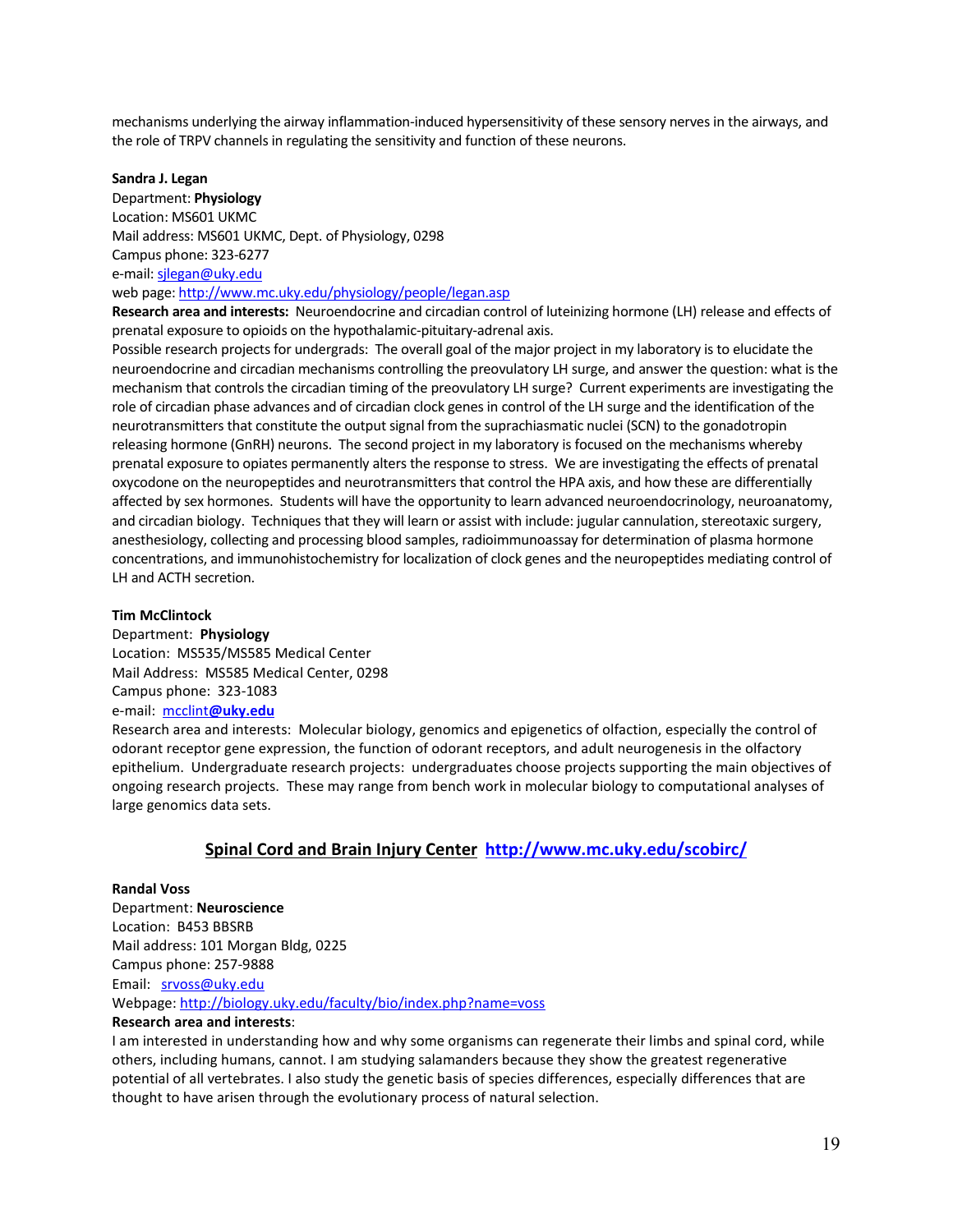mechanisms underlying the airway inflammation-induced hypersensitivity of these sensory nerves in the airways, and the role of TRPV channels in regulating the sensitivity and function of these neurons.

**Sandra J. Legan**
Department: **Physiology**
Location: MS601 UKMC
Mail address: MS601 UKMC, Dept. of Physiology, 0298
Campus phone: 323-6277
e-mail: sjlegan@uky.edu
web page: http://www.mc.uky.edu/physiology/people/legan.asp
**Research area and interests:** Neuroendocrine and circadian control of luteinizing hormone (LH) release and effects of prenatal exposure to opioids on the hypothalamic-pituitary-adrenal axis.
Possible research projects for undergrads: The overall goal of the major project in my laboratory is to elucidate the neuroendocrine and circadian mechanisms controlling the preovulatory LH surge, and answer the question: what is the mechanism that controls the circadian timing of the preovulatory LH surge? Current experiments are investigating the role of circadian phase advances and of circadian clock genes in control of the LH surge and the identification of the neurotransmitters that constitute the output signal from the suprachiasmatic nuclei (SCN) to the gonadotropin releasing hormone (GnRH) neurons. The second project in my laboratory is focused on the mechanisms whereby prenatal exposure to opiates permanently alters the response to stress. We are investigating the effects of prenatal oxycodone on the neuropeptides and neurotransmitters that control the HPA axis, and how these are differentially affected by sex hormones. Students will have the opportunity to learn advanced neuroendocrinology, neuroanatomy, and circadian biology. Techniques that they will learn or assist with include: jugular cannulation, stereotaxic surgery, anesthesiology, collecting and processing blood samples, radioimmunoassay for determination of plasma hormone concentrations, and immunohistochemistry for localization of clock genes and the neuropeptides mediating control of LH and ACTH secretion.

**Tim McClintock**
Department: **Physiology**
Location: MS535/MS585 Medical Center
Mail Address: MS585 Medical Center, 0298
Campus phone: 323-1083
e-mail: mcclint@uky.edu
Research area and interests: Molecular biology, genomics and epigenetics of olfaction, especially the control of odorant receptor gene expression, the function of odorant receptors, and adult neurogenesis in the olfactory epithelium. Undergraduate research projects: undergraduates choose projects supporting the main objectives of ongoing research projects. These may range from bench work in molecular biology to computational analyses of large genomics data sets.

## Spinal Cord and Brain Injury Center http://www.mc.uky.edu/scobirc/

**Randal Voss**
Department: **Neuroscience**
Location: B453 BBSRB
Mail address: 101 Morgan Bldg, 0225
Campus phone: 257-9888
Email: srvoss@uky.edu
Webpage: http://biology.uky.edu/faculty/bio/index.php?name=voss
**Research area and interests**:
I am interested in understanding how and why some organisms can regenerate their limbs and spinal cord, while others, including humans, cannot. I am studying salamanders because they show the greatest regenerative potential of all vertebrates. I also study the genetic basis of species differences, especially differences that are thought to have arisen through the evolutionary process of natural selection.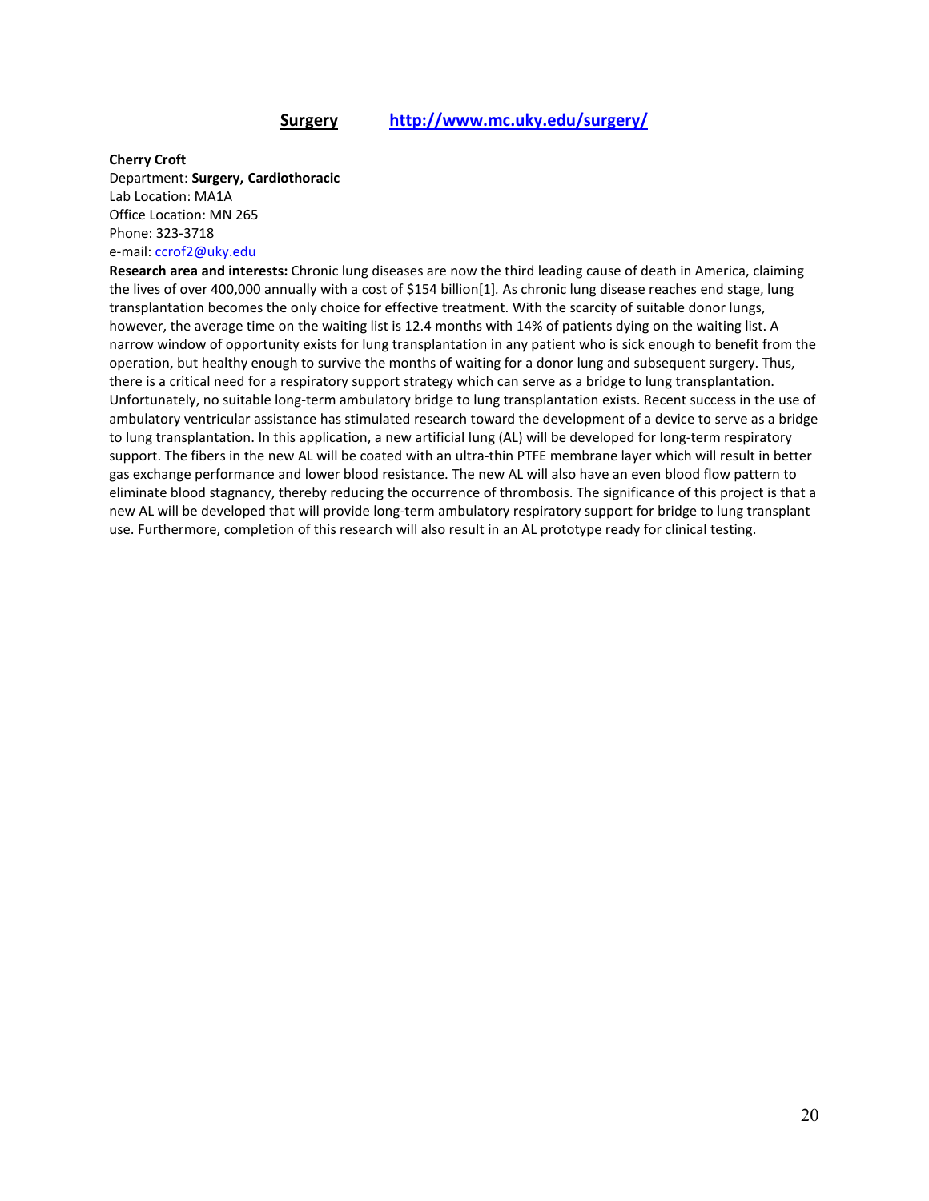## Surgery http://www.mc.uky.edu/surgery/

**Cherry Croft**
Department: **Surgery, Cardiothoracic**
Lab Location: MA1A
Office Location: MN 265
Phone: 323-3718
e-mail: ccrof2@uky.edu

**Research area and interests:** Chronic lung diseases are now the third leading cause of death in America, claiming the lives of over 400,000 annually with a cost of $154 billion[1]. As chronic lung disease reaches end stage, lung transplantation becomes the only choice for effective treatment. With the scarcity of suitable donor lungs, however, the average time on the waiting list is 12.4 months with 14% of patients dying on the waiting list. A narrow window of opportunity exists for lung transplantation in any patient who is sick enough to benefit from the operation, but healthy enough to survive the months of waiting for a donor lung and subsequent surgery. Thus, there is a critical need for a respiratory support strategy which can serve as a bridge to lung transplantation. Unfortunately, no suitable long-term ambulatory bridge to lung transplantation exists. Recent success in the use of ambulatory ventricular assistance has stimulated research toward the development of a device to serve as a bridge to lung transplantation. In this application, a new artificial lung (AL) will be developed for long-term respiratory support. The fibers in the new AL will be coated with an ultra-thin PTFE membrane layer which will result in better gas exchange performance and lower blood resistance. The new AL will also have an even blood flow pattern to eliminate blood stagnancy, thereby reducing the occurrence of thrombosis. The significance of this project is that a new AL will be developed that will provide long-term ambulatory respiratory support for bridge to lung transplant use. Furthermore, completion of this research will also result in an AL prototype ready for clinical testing.